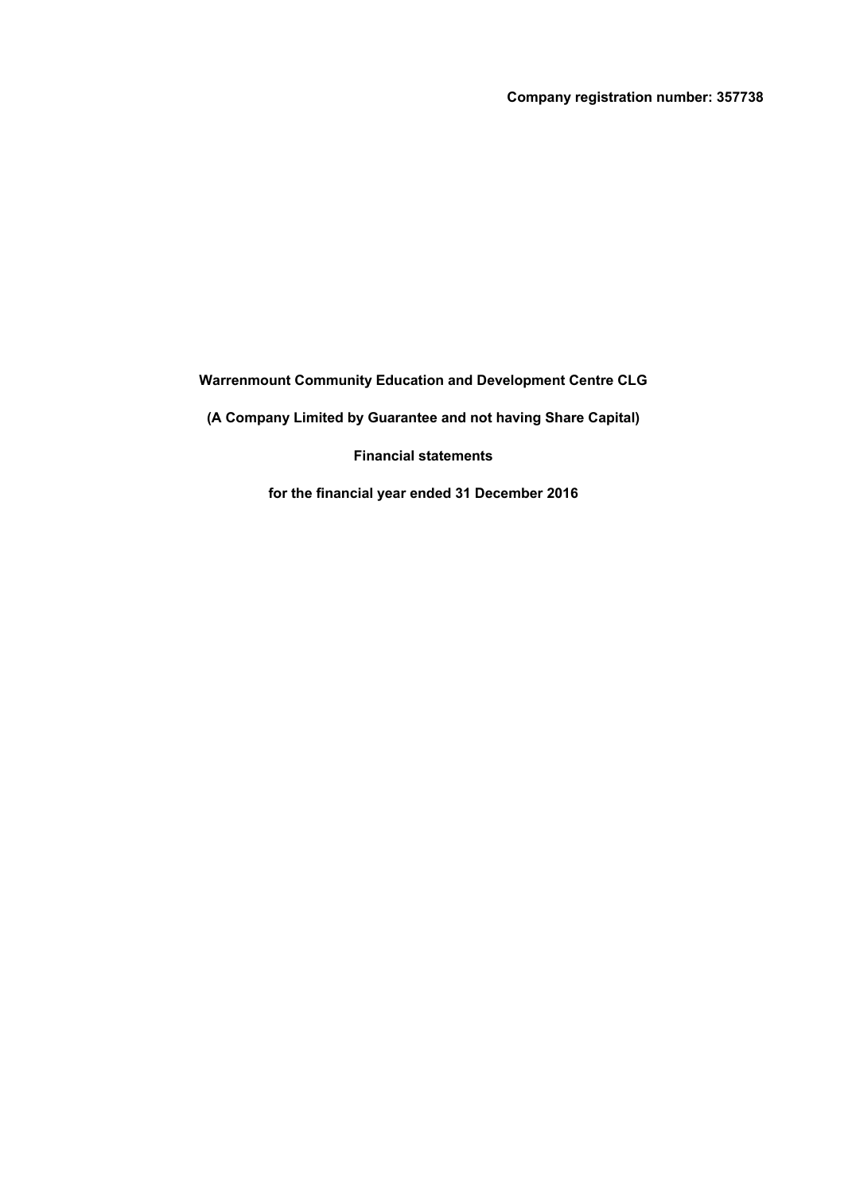**Company registration number: 357738**

# Warrenmount Community Education and Development Centre CLG

**(A Company Limited by Guarantee and not having Share Capital)**

**Financial statements**

**for the financial year ended 31 December 2016**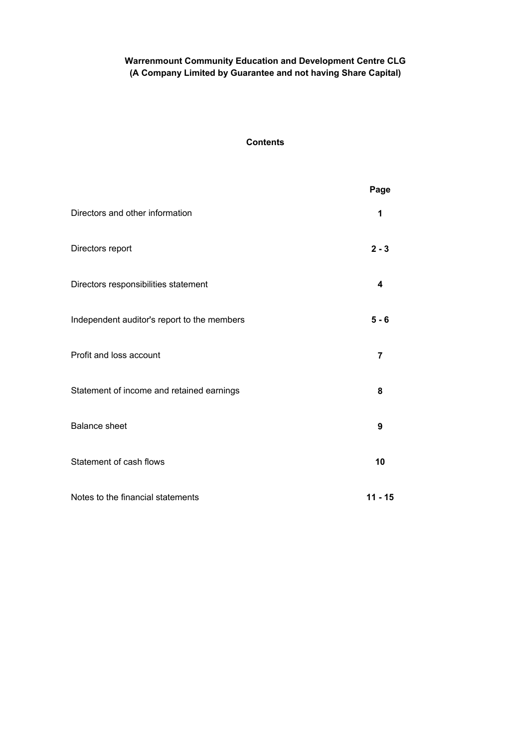**Warrenmount Community Education and Development Centre CLG**
**(A Company Limited by Guarantee and not having Share Capital)**

## Contents

| | Page |
|---|---|
| Directors and other information | **1** |
| Directors report | **2 - 3** |
| Directors responsibilities statement | **4** |
| Independent auditor's report to the members | **5 - 6** |
| Profit and loss account | **7** |
| Statement of income and retained earnings | **8** |
| Balance sheet | **9** |
| Statement of cash flows | **10** |
| Notes to the financial statements | **11 - 15** |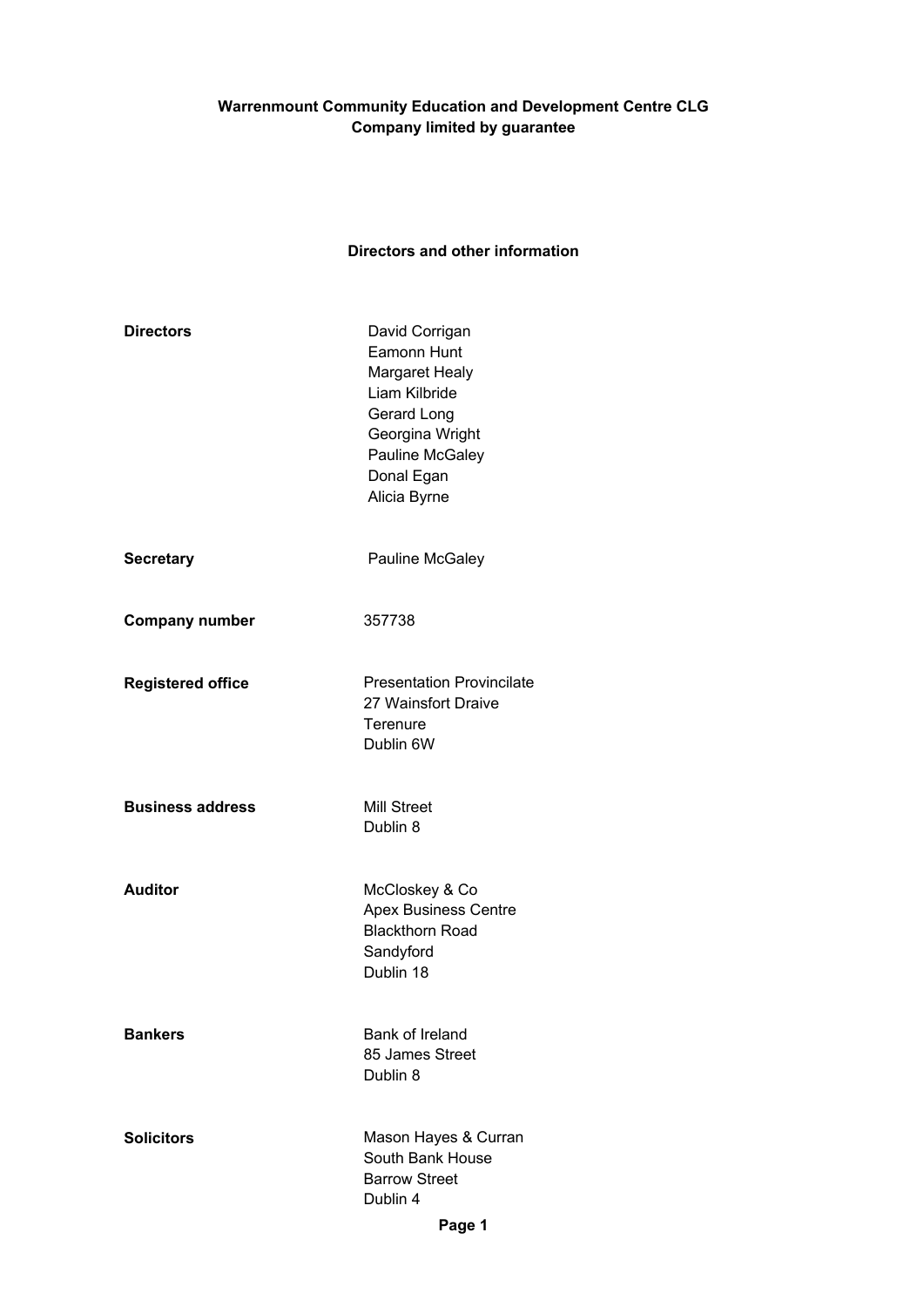**Warrenmount Community Education and Development Centre CLG**
**Company limited by guarantee**

## Directors and other information

| | |
|---|---|
| **Directors** | David Corrigan<br>Eamonn Hunt<br>Margaret Healy<br>Liam Kilbride<br>Gerard Long<br>Georgina Wright<br>Pauline McGaley<br>Donal Egan<br>Alicia Byrne |
| **Secretary** | Pauline McGaley |
| **Company number** | 357738 |
| **Registered office** | Presentation Provincilate<br>27 Wainsfort Draive<br>Terenure<br>Dublin 6W |
| **Business address** | Mill Street<br>Dublin 8 |
| **Auditor** | McCloskey & Co<br>Apex Business Centre<br>Blackthorn Road<br>Sandyford<br>Dublin 18 |
| **Bankers** | Bank of Ireland<br>85 James Street<br>Dublin 8 |
| **Solicitors** | Mason Hayes & Curran<br>South Bank House<br>Barrow Street<br>Dublin 4 |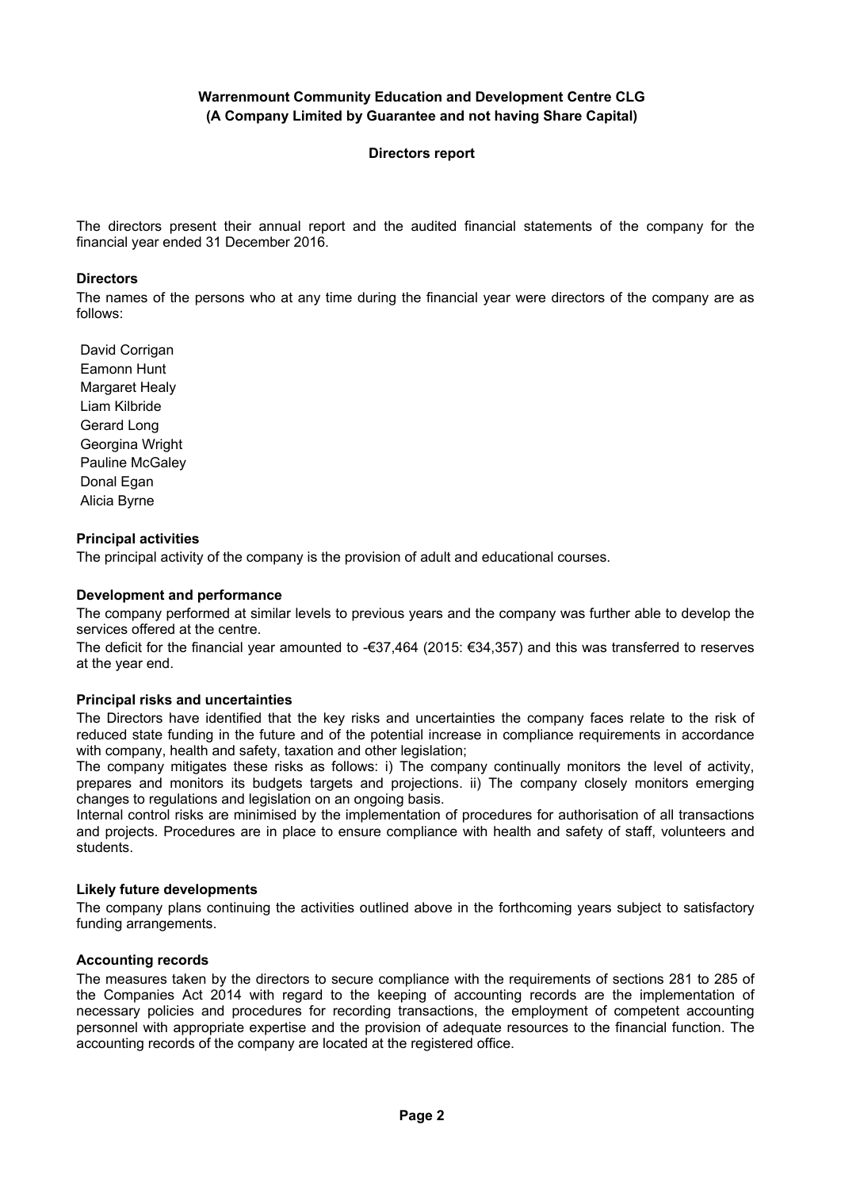**Warrenmount Community Education and Development Centre CLG**
**(A Company Limited by Guarantee and not having Share Capital)**

**Directors report**

The directors present their annual report and the audited financial statements of the company for the financial year ended 31 December 2016.

**Directors**

The names of the persons who at any time during the financial year were directors of the company are as follows:

David Corrigan
Eamonn Hunt
Margaret Healy
Liam Kilbride
Gerard Long
Georgina Wright
Pauline McGaley
Donal Egan
Alicia Byrne

**Principal activities**

The principal activity of the company is the provision of adult and educational courses.

**Development and performance**

The company performed at similar levels to previous years and the company was further able to develop the services offered at the centre.

The deficit for the financial year amounted to -€37,464 (2015: €34,357) and this was transferred to reserves at the year end.

**Principal risks and uncertainties**

The Directors have identified that the key risks and uncertainties the company faces relate to the risk of reduced state funding in the future and of the potential increase in compliance requirements in accordance with company, health and safety, taxation and other legislation;

The company mitigates these risks as follows: i) The company continually monitors the level of activity, prepares and monitors its budgets targets and projections. ii) The company closely monitors emerging changes to regulations and legislation on an ongoing basis.

Internal control risks are minimised by the implementation of procedures for authorisation of all transactions and projects. Procedures are in place to ensure compliance with health and safety of staff, volunteers and students.

**Likely future developments**

The company plans continuing the activities outlined above in the forthcoming years subject to satisfactory funding arrangements.

**Accounting records**

The measures taken by the directors to secure compliance with the requirements of sections 281 to 285 of the Companies Act 2014 with regard to the keeping of accounting records are the implementation of necessary policies and procedures for recording transactions, the employment of competent accounting personnel with appropriate expertise and the provision of adequate resources to the financial function. The accounting records of the company are located at the registered office.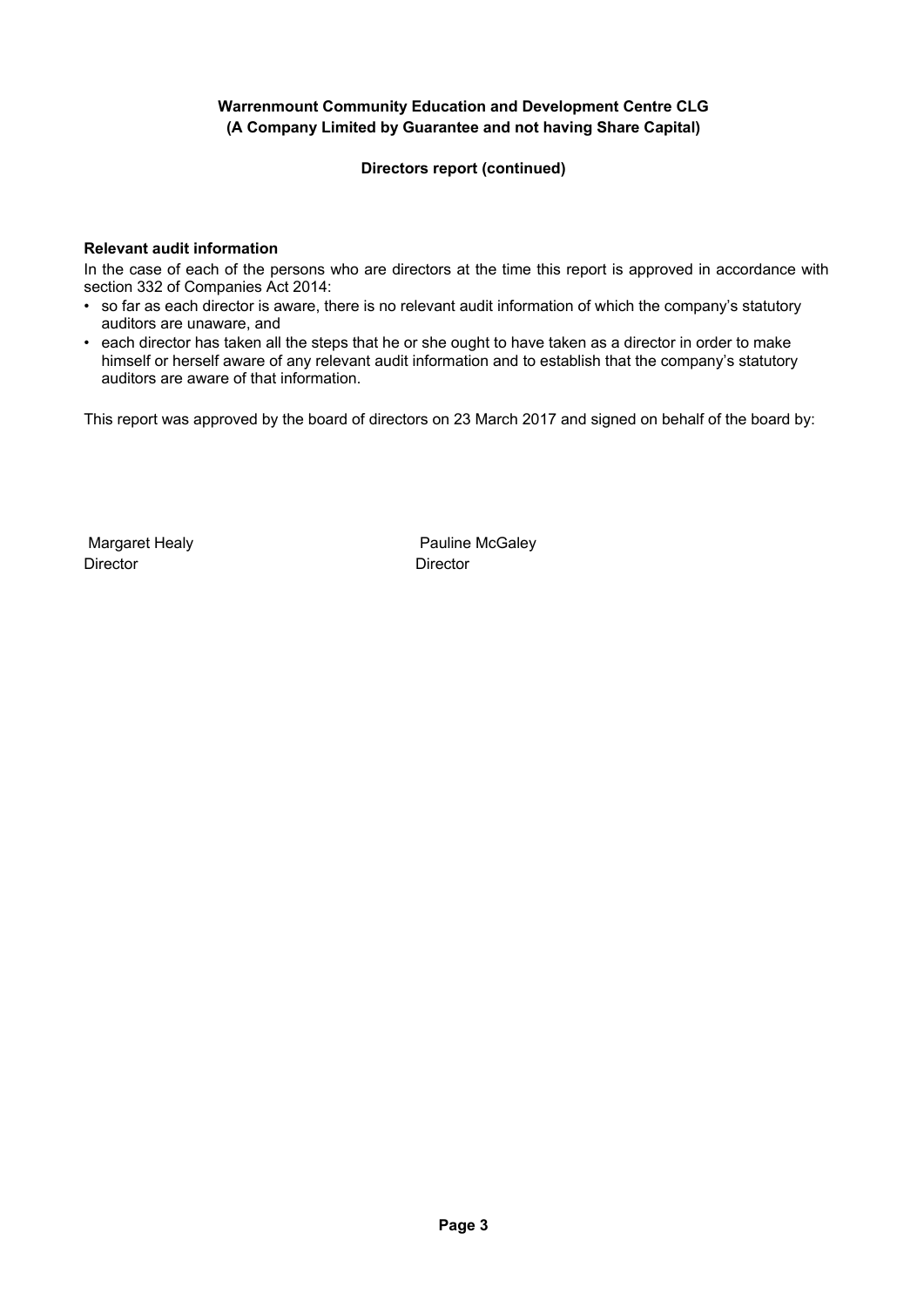**Warrenmount Community Education and Development Centre CLG**
**(A Company Limited by Guarantee and not having Share Capital)**

**Directors report (continued)**

**Relevant audit information**

In the case of each of the persons who are directors at the time this report is approved in accordance with section 332 of Companies Act 2014:

- so far as each director is aware, there is no relevant audit information of which the company's statutory auditors are unaware, and
- each director has taken all the steps that he or she ought to have taken as a director in order to make himself or herself aware of any relevant audit information and to establish that the company's statutory auditors are aware of that information.

This report was approved by the board of directors on 23 March 2017 and signed on behalf of the board by:

| Margaret Healy | Pauline McGaley |
|---|---|
| Director | Director |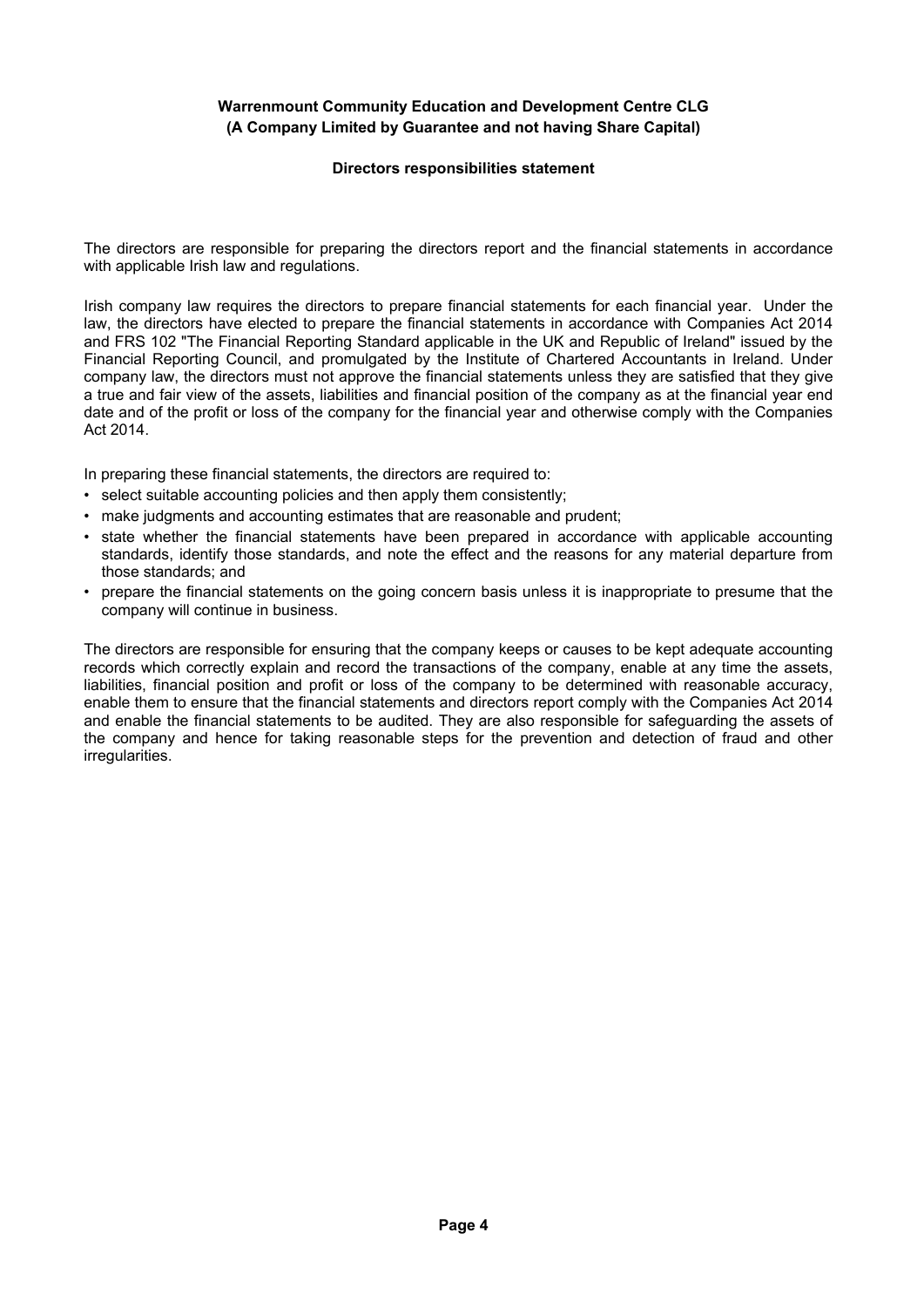**Warrenmount Community Education and Development Centre CLG**
**(A Company Limited by Guarantee and not having Share Capital)**

## Directors responsibilities statement

The directors are responsible for preparing the directors report and the financial statements in accordance with applicable Irish law and regulations.

Irish company law requires the directors to prepare financial statements for each financial year. Under the law, the directors have elected to prepare the financial statements in accordance with Companies Act 2014 and FRS 102 "The Financial Reporting Standard applicable in the UK and Republic of Ireland" issued by the Financial Reporting Council, and promulgated by the Institute of Chartered Accountants in Ireland. Under company law, the directors must not approve the financial statements unless they are satisfied that they give a true and fair view of the assets, liabilities and financial position of the company as at the financial year end date and of the profit or loss of the company for the financial year and otherwise comply with the Companies Act 2014.

In preparing these financial statements, the directors are required to:

- select suitable accounting policies and then apply them consistently;
- make judgments and accounting estimates that are reasonable and prudent;
- state whether the financial statements have been prepared in accordance with applicable accounting standards, identify those standards, and note the effect and the reasons for any material departure from those standards; and
- prepare the financial statements on the going concern basis unless it is inappropriate to presume that the company will continue in business.

The directors are responsible for ensuring that the company keeps or causes to be kept adequate accounting records which correctly explain and record the transactions of the company, enable at any time the assets, liabilities, financial position and profit or loss of the company to be determined with reasonable accuracy, enable them to ensure that the financial statements and directors report comply with the Companies Act 2014 and enable the financial statements to be audited. They are also responsible for safeguarding the assets of the company and hence for taking reasonable steps for the prevention and detection of fraud and other irregularities.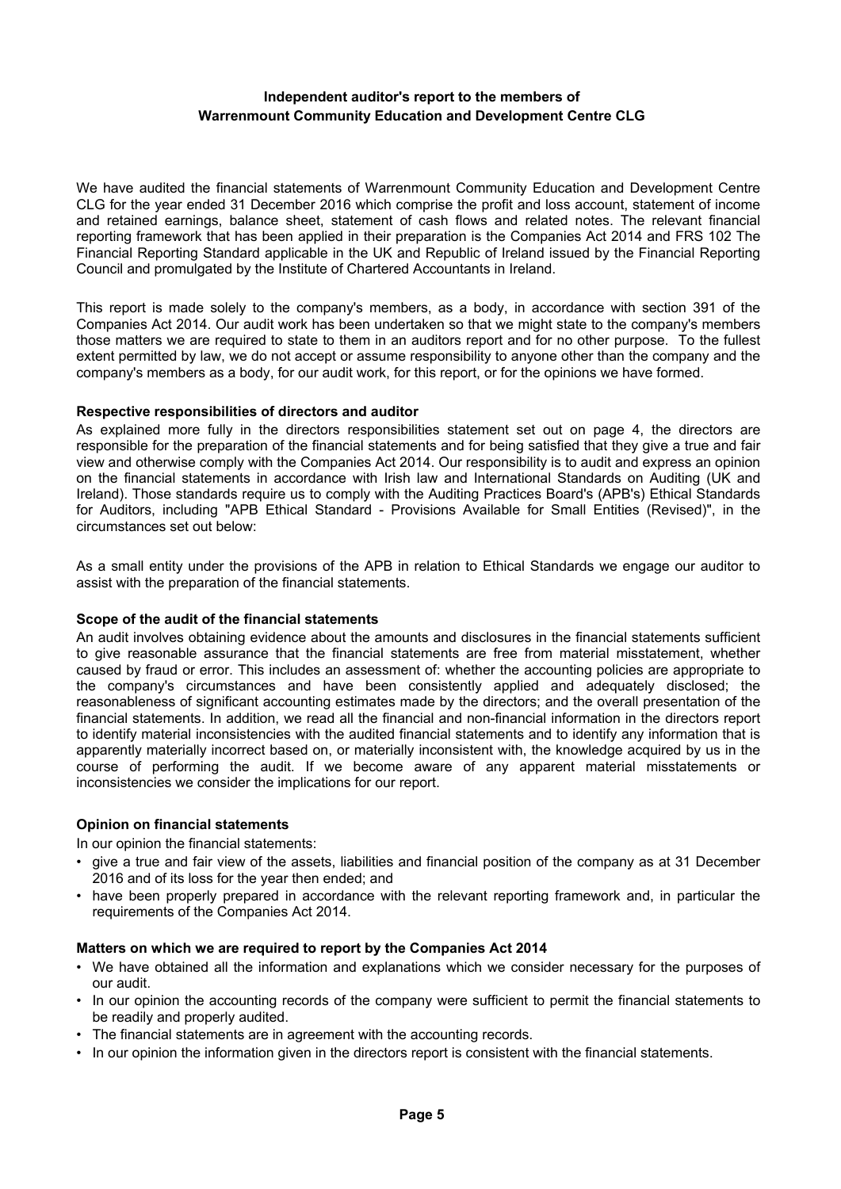# Independent auditor's report to the members of Warrenmount Community Education and Development Centre CLG

We have audited the financial statements of Warrenmount Community Education and Development Centre CLG for the year ended 31 December 2016 which comprise the profit and loss account, statement of income and retained earnings, balance sheet, statement of cash flows and related notes. The relevant financial reporting framework that has been applied in their preparation is the Companies Act 2014 and FRS 102 The Financial Reporting Standard applicable in the UK and Republic of Ireland issued by the Financial Reporting Council and promulgated by the Institute of Chartered Accountants in Ireland.

This report is made solely to the company's members, as a body, in accordance with section 391 of the Companies Act 2014. Our audit work has been undertaken so that we might state to the company's members those matters we are required to state to them in an auditors report and for no other purpose. To the fullest extent permitted by law, we do not accept or assume responsibility to anyone other than the company and the company's members as a body, for our audit work, for this report, or for the opinions we have formed.

## Respective responsibilities of directors and auditor

As explained more fully in the directors responsibilities statement set out on page 4, the directors are responsible for the preparation of the financial statements and for being satisfied that they give a true and fair view and otherwise comply with the Companies Act 2014. Our responsibility is to audit and express an opinion on the financial statements in accordance with Irish law and International Standards on Auditing (UK and Ireland). Those standards require us to comply with the Auditing Practices Board's (APB's) Ethical Standards for Auditors, including "APB Ethical Standard - Provisions Available for Small Entities (Revised)", in the circumstances set out below:

As a small entity under the provisions of the APB in relation to Ethical Standards we engage our auditor to assist with the preparation of the financial statements.

## Scope of the audit of the financial statements

An audit involves obtaining evidence about the amounts and disclosures in the financial statements sufficient to give reasonable assurance that the financial statements are free from material misstatement, whether caused by fraud or error. This includes an assessment of: whether the accounting policies are appropriate to the company's circumstances and have been consistently applied and adequately disclosed; the reasonableness of significant accounting estimates made by the directors; and the overall presentation of the financial statements. In addition, we read all the financial and non-financial information in the directors report to identify material inconsistencies with the audited financial statements and to identify any information that is apparently materially incorrect based on, or materially inconsistent with, the knowledge acquired by us in the course of performing the audit. If we become aware of any apparent material misstatements or inconsistencies we consider the implications for our report.

## Opinion on financial statements

In our opinion the financial statements:

- give a true and fair view of the assets, liabilities and financial position of the company as at 31 December 2016 and of its loss for the year then ended; and
- have been properly prepared in accordance with the relevant reporting framework and, in particular the requirements of the Companies Act 2014.

## Matters on which we are required to report by the Companies Act 2014

- We have obtained all the information and explanations which we consider necessary for the purposes of our audit.
- In our opinion the accounting records of the company were sufficient to permit the financial statements to be readily and properly audited.
- The financial statements are in agreement with the accounting records.
- In our opinion the information given in the directors report is consistent with the financial statements.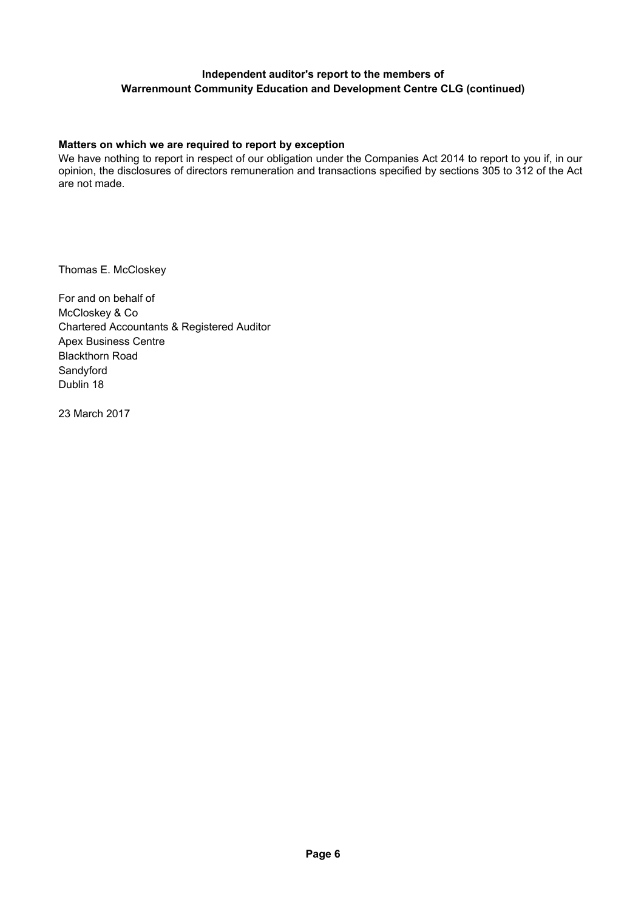**Independent auditor's report to the members of Warrenmount Community Education and Development Centre CLG (continued)**

**Matters on which we are required to report by exception**

We have nothing to report in respect of our obligation under the Companies Act 2014 to report to you if, in our opinion, the disclosures of directors remuneration and transactions specified by sections 305 to 312 of the Act are not made.

Thomas E. McCloskey

For and on behalf of
McCloskey & Co
Chartered Accountants & Registered Auditor
Apex Business Centre
Blackthorn Road
Sandyford
Dublin 18

23 March 2017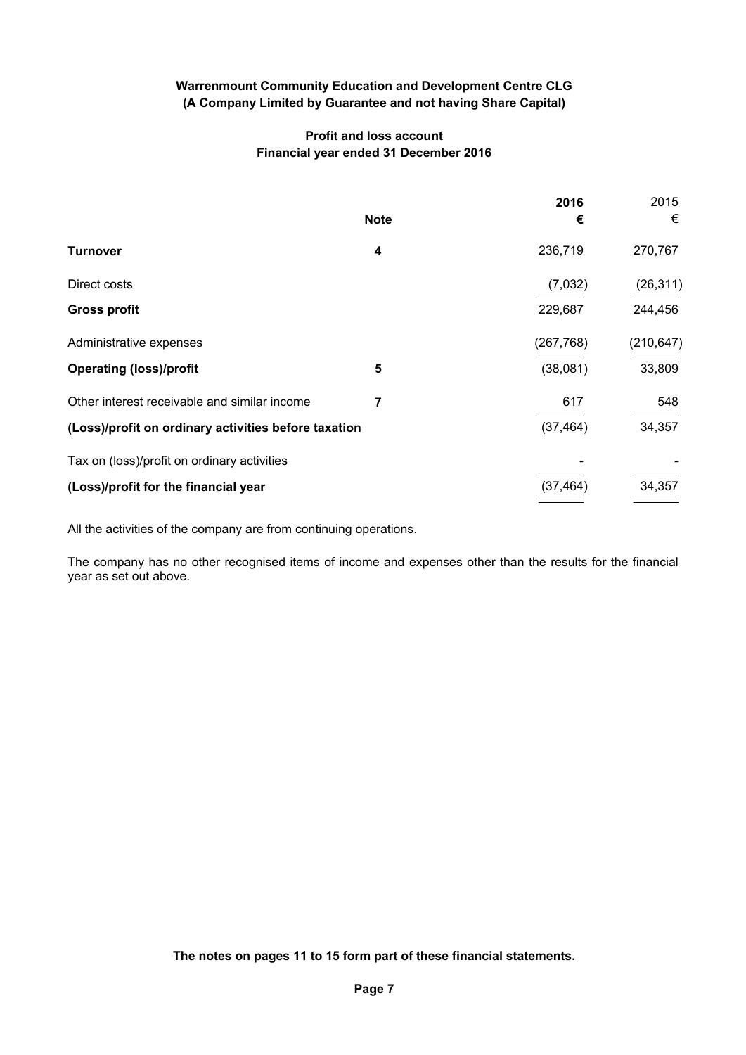**Warrenmount Community Education and Development Centre CLG**
**(A Company Limited by Guarantee and not having Share Capital)**

## Profit and loss account
### Financial year ended 31 December 2016

| | Note | 2016 € | 2015 € |
|---|---|---|---|
| **Turnover** | 4 | 236,719 | 270,767 |
| Direct costs | | (7,032) | (26,311) |
| **Gross profit** | | 229,687 | 244,456 |
| Administrative expenses | | (267,768) | (210,647) |
| **Operating (loss)/profit** | 5 | (38,081) | 33,809 |
| Other interest receivable and similar income | 7 | 617 | 548 |
| **(Loss)/profit on ordinary activities before taxation** | | (37,464) | 34,357 |
| Tax on (loss)/profit on ordinary activities | | - | - |
| **(Loss)/profit for the financial year** | | (37,464) | 34,357 |

All the activities of the company are from continuing operations.

The company has no other recognised items of income and expenses other than the results for the financial year as set out above.

**The notes on pages 11 to 15 form part of these financial statements.**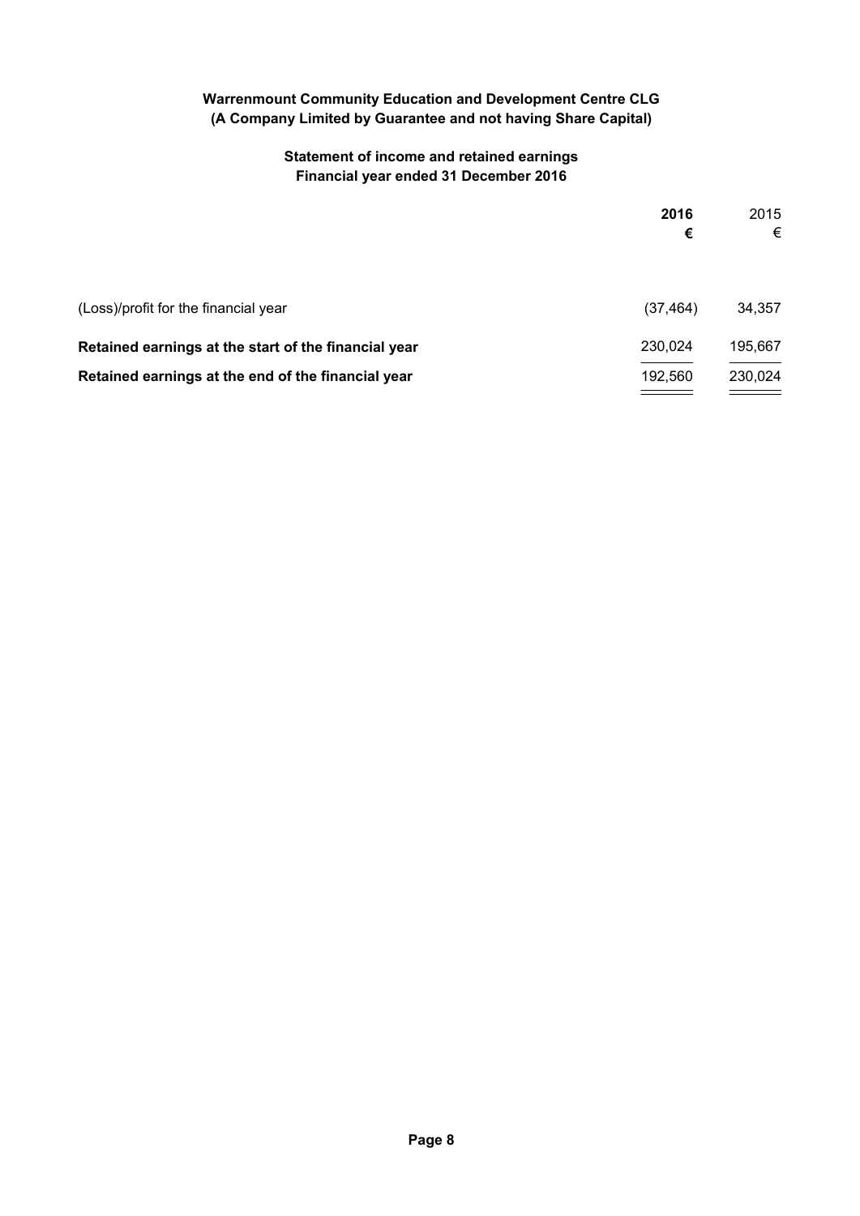**Warrenmount Community Education and Development Centre CLG**
**(A Company Limited by Guarantee and not having Share Capital)**

## Statement of income and retained earnings
## Financial year ended 31 December 2016

| | **2016** | 2015 |
|---|---|---|
| | **€** | € |
| (Loss)/profit for the financial year | (37,464) | 34,357 |
| **Retained earnings at the start of the financial year** | 230,024 | 195,667 |
| **Retained earnings at the end of the financial year** | 192,560 | 230,024 |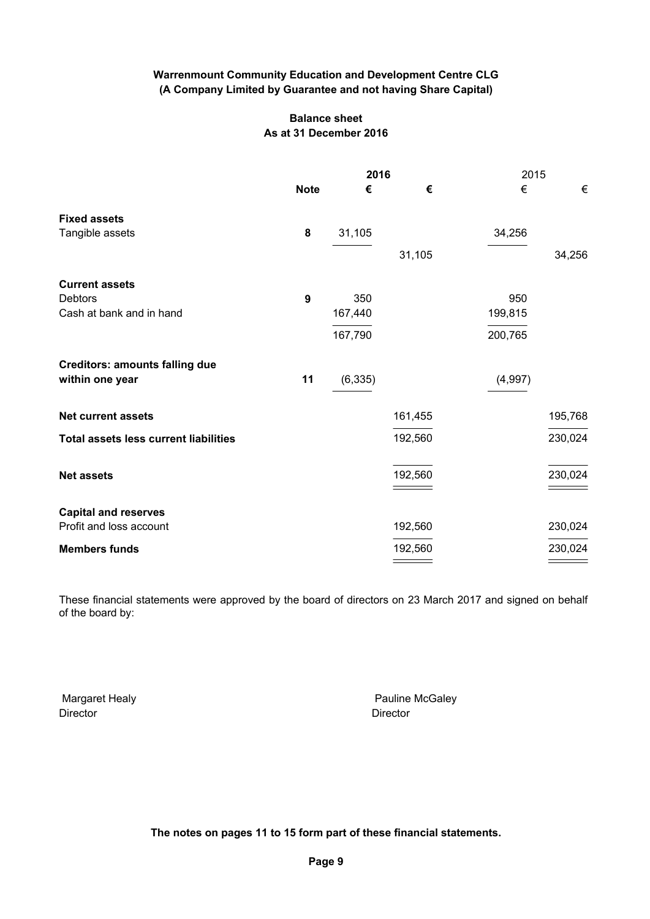**Warrenmount Community Education and Development Centre CLG**
**(A Company Limited by Guarantee and not having Share Capital)**

**Balance sheet**
**As at 31 December 2016**

| | Note | 2016 € | 2016 € | 2015 € | 2015 € |
|---|---|---|---|---|---|
| **Fixed assets** | | | | | |
| Tangible assets | 8 | 31,105 | | 34,256 | |
| | | | 31,105 | | 34,256 |
| **Current assets** | | | | | |
| Debtors | 9 | 350 | | 950 | |
| Cash at bank and in hand | | 167,440 | | 199,815 | |
| | | 167,790 | | 200,765 | |
| **Creditors: amounts falling due within one year** | 11 | (6,335) | | (4,997) | |
| **Net current assets** | | | 161,455 | | 195,768 |
| **Total assets less current liabilities** | | | 192,560 | | 230,024 |
| **Net assets** | | | 192,560 | | 230,024 |
| **Capital and reserves** | | | | | |
| Profit and loss account | | | 192,560 | | 230,024 |
| **Members funds** | | | 192,560 | | 230,024 |

These financial statements were approved by the board of directors on 23 March 2017 and signed on behalf of the board by:

Margaret Healy
Director

Pauline McGaley
Director

**The notes on pages 11 to 15 form part of these financial statements.**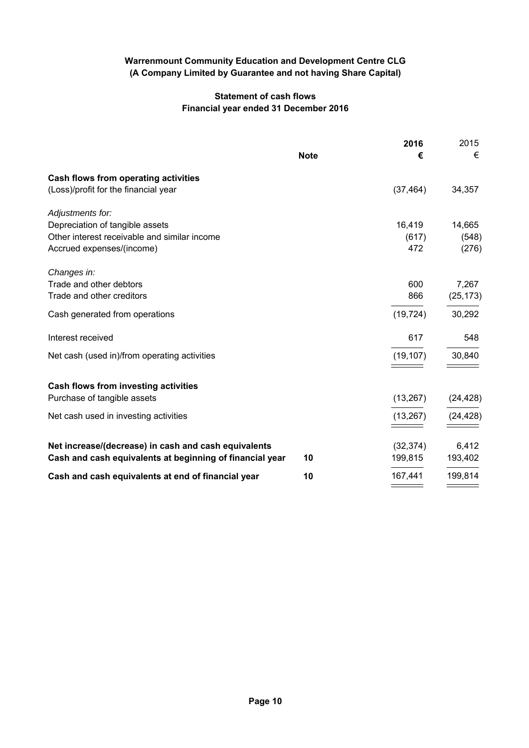**Warrenmount Community Education and Development Centre CLG**
**(A Company Limited by Guarantee and not having Share Capital)**

## Statement of cash flows
### Financial year ended 31 December 2016

| | Note | 2016 € | 2015 € |
|---|---|---|---|
| **Cash flows from operating activities** | | | |
| (Loss)/profit for the financial year | | (37,464) | 34,357 |
| *Adjustments for:* | | | |
| Depreciation of tangible assets | | 16,419 | 14,665 |
| Other interest receivable and similar income | | (617) | (548) |
| Accrued expenses/(income) | | 472 | (276) |
| *Changes in:* | | | |
| Trade and other debtors | | 600 | 7,267 |
| Trade and other creditors | | 866 | (25,173) |
| Cash generated from operations | | (19,724) | 30,292 |
| Interest received | | 617 | 548 |
| Net cash (used in)/from operating activities | | (19,107) | 30,840 |
| **Cash flows from investing activities** | | | |
| Purchase of tangible assets | | (13,267) | (24,428) |
| Net cash used in investing activities | | (13,267) | (24,428) |
| **Net increase/(decrease) in cash and cash equivalents** | | (32,374) | 6,412 |
| **Cash and cash equivalents at beginning of financial year** | 10 | 199,815 | 193,402 |
| **Cash and cash equivalents at end of financial year** | 10 | 167,441 | 199,814 |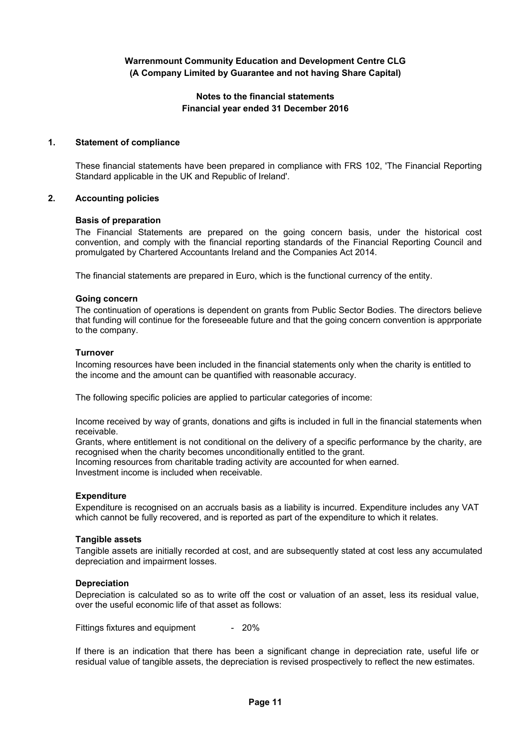**Warrenmount Community Education and Development Centre CLG**
**(A Company Limited by Guarantee and not having Share Capital)**

**Notes to the financial statements**
**Financial year ended 31 December 2016**

## 1. Statement of compliance

These financial statements have been prepared in compliance with FRS 102, 'The Financial Reporting Standard applicable in the UK and Republic of Ireland'.

## 2. Accounting policies

### Basis of preparation

The Financial Statements are prepared on the going concern basis, under the historical cost convention, and comply with the financial reporting standards of the Financial Reporting Council and promulgated by Chartered Accountants Ireland and the Companies Act 2014.

The financial statements are prepared in Euro, which is the functional currency of the entity.

### Going concern

The continuation of operations is dependent on grants from Public Sector Bodies. The directors believe that funding will continue for the foreseeable future and that the going concern convention is apprporiate to the company.

### Turnover

Incoming resources have been included in the financial statements only when the charity is entitled to the income and the amount can be quantified with reasonable accuracy.

The following specific policies are applied to particular categories of income:

Income received by way of grants, donations and gifts is included in full in the financial statements when receivable.
Grants, where entitlement is not conditional on the delivery of a specific performance by the charity, are recognised when the charity becomes unconditionally entitled to the grant.
Incoming resources from charitable trading activity are accounted for when earned.
Investment income is included when receivable.

### Expenditure

Expenditure is recognised on an accruals basis as a liability is incurred. Expenditure includes any VAT which cannot be fully recovered, and is reported as part of the expenditure to which it relates.

### Tangible assets

Tangible assets are initially recorded at cost, and are subsequently stated at cost less any accumulated depreciation and impairment losses.

### Depreciation

Depreciation is calculated so as to write off the cost or valuation of an asset, less its residual value, over the useful economic life of that asset as follows:

Fittings fixtures and equipment - 20%

If there is an indication that there has been a significant change in depreciation rate, useful life or residual value of tangible assets, the depreciation is revised prospectively to reflect the new estimates.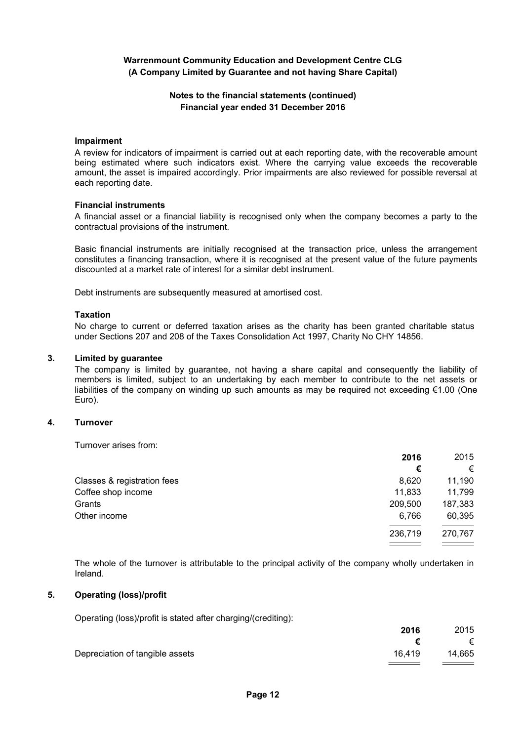**Warrenmount Community Education and Development Centre CLG**
**(A Company Limited by Guarantee and not having Share Capital)**

**Notes to the financial statements (continued)**
**Financial year ended 31 December 2016**

**Impairment**

A review for indicators of impairment is carried out at each reporting date, with the recoverable amount being estimated where such indicators exist. Where the carrying value exceeds the recoverable amount, the asset is impaired accordingly. Prior impairments are also reviewed for possible reversal at each reporting date.

**Financial instruments**

A financial asset or a financial liability is recognised only when the company becomes a party to the contractual provisions of the instrument.

Basic financial instruments are initially recognised at the transaction price, unless the arrangement constitutes a financing transaction, where it is recognised at the present value of the future payments discounted at a market rate of interest for a similar debt instrument.

Debt instruments are subsequently measured at amortised cost.

**Taxation**

No charge to current or deferred taxation arises as the charity has been granted charitable status under Sections 207 and 208 of the Taxes Consolidation Act 1997, Charity No CHY 14856.

## 3. Limited by guarantee

The company is limited by guarantee, not having a share capital and consequently the liability of members is limited, subject to an undertaking by each member to contribute to the net assets or liabilities of the company on winding up such amounts as may be required not exceeding €1.00 (One Euro).

## 4. Turnover

Turnover arises from:

| | **2016** | 2015 |
|---|---|---|
| | **€** | € |
| Classes & registration fees | 8,620 | 11,190 |
| Coffee shop income | 11,833 | 11,799 |
| Grants | 209,500 | 187,383 |
| Other income | 6,766 | 60,395 |
| | 236,719 | 270,767 |

The whole of the turnover is attributable to the principal activity of the company wholly undertaken in Ireland.

## 5. Operating (loss)/profit

Operating (loss)/profit is stated after charging/(crediting):

| | **2016** | 2015 |
|---|---|---|
| | **€** | € |
| Depreciation of tangible assets | 16,419 | 14,665 |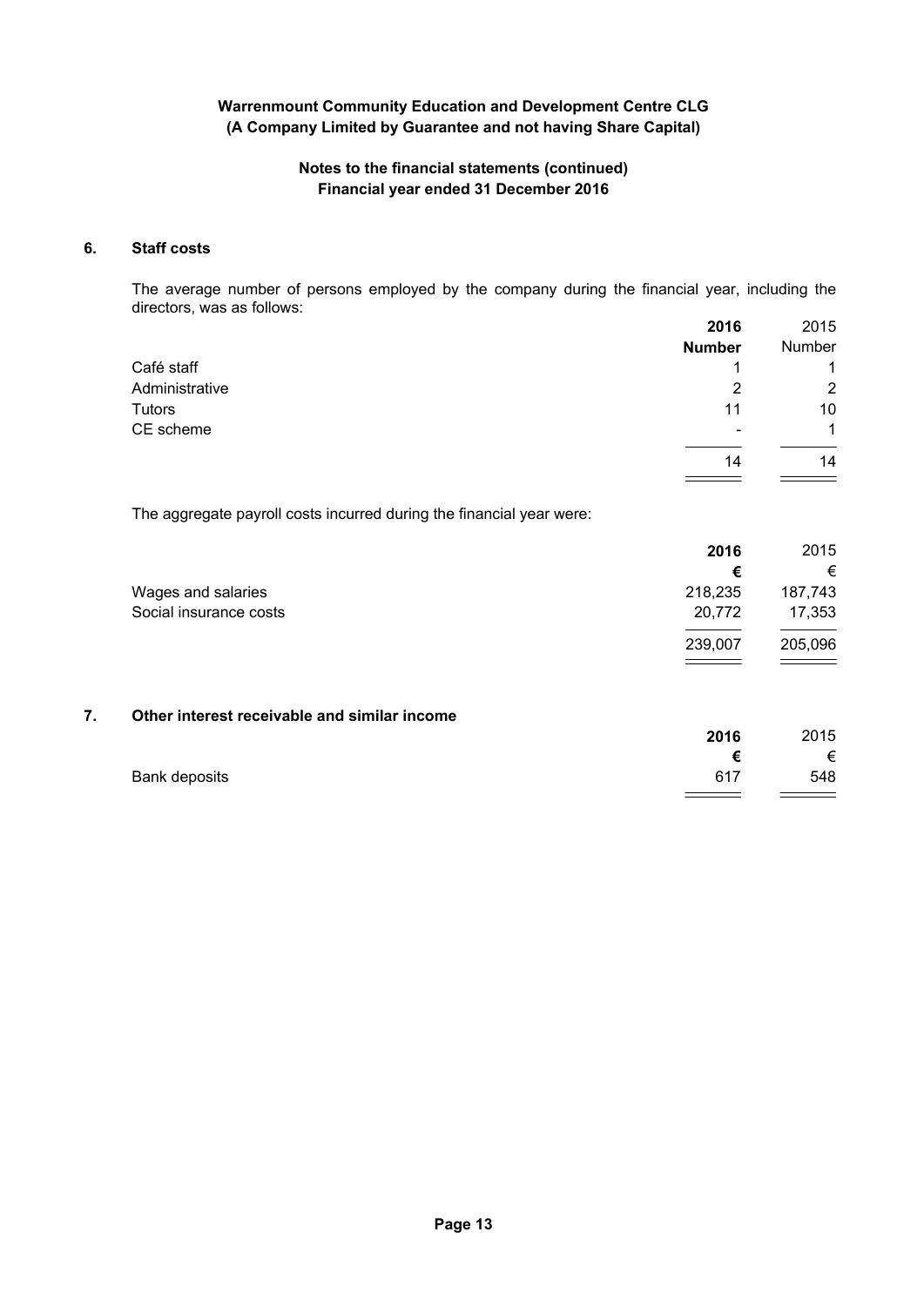**Warrenmount Community Education and Development Centre CLG**
**(A Company Limited by Guarantee and not having Share Capital)**

**Notes to the financial statements (continued)**
**Financial year ended 31 December 2016**

## 6. Staff costs

The average number of persons employed by the company during the financial year, including the directors, was as follows:

| | **2016** | 2015 |
|---|---|---|
| | **Number** | Number |
| Café staff | 1 | 1 |
| Administrative | 2 | 2 |
| Tutors | 11 | 10 |
| CE scheme | - | 1 |
| | 14 | 14 |

The aggregate payroll costs incurred during the financial year were:

| | **2016** | 2015 |
|---|---|---|
| | **€** | € |
| Wages and salaries | 218,235 | 187,743 |
| Social insurance costs | 20,772 | 17,353 |
| | 239,007 | 205,096 |

## 7. Other interest receivable and similar income

| | **2016** | 2015 |
|---|---|---|
| | **€** | € |
| Bank deposits | 617 | 548 |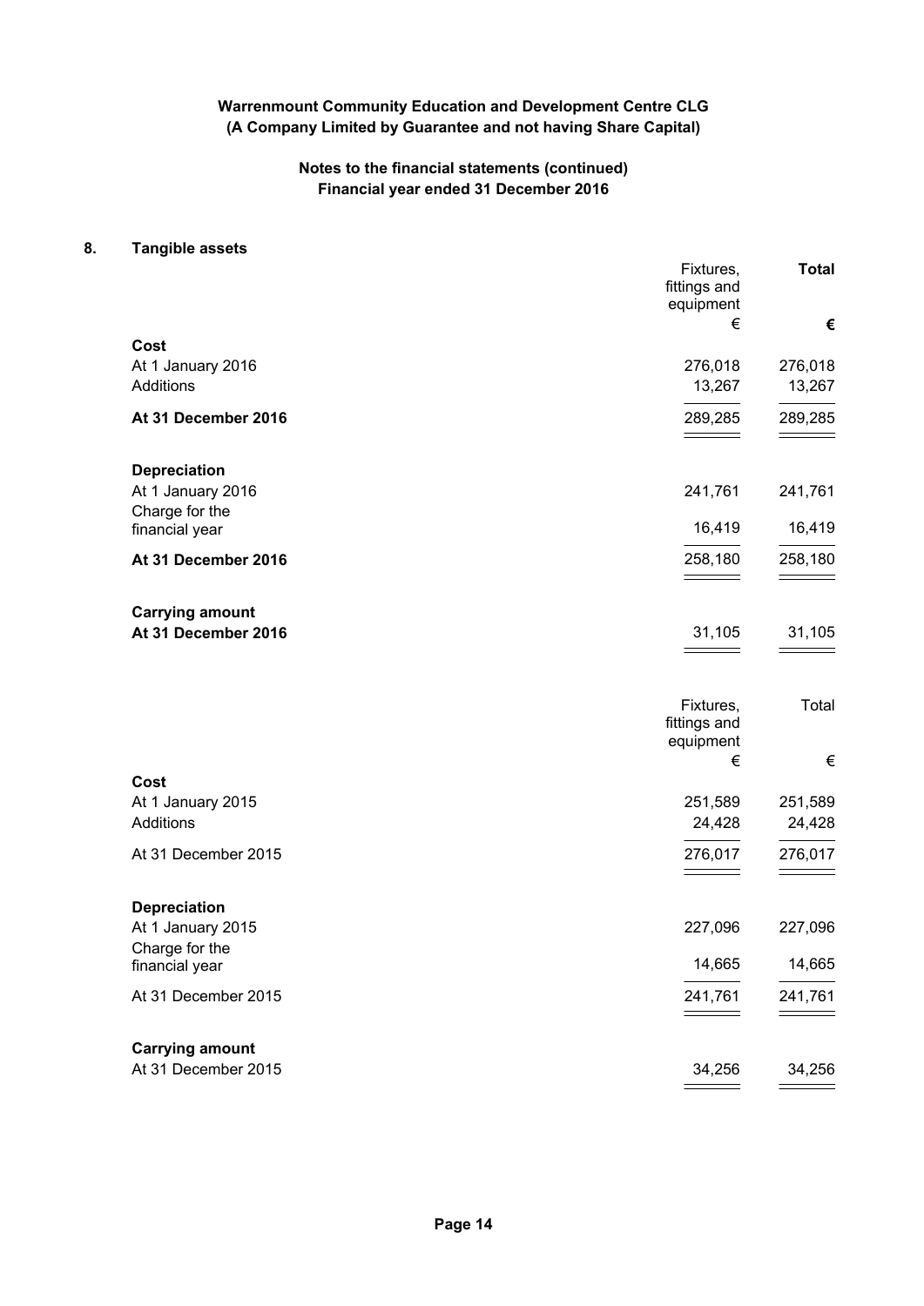**Warrenmount Community Education and Development Centre CLG**
**(A Company Limited by Guarantee and not having Share Capital)**

**Notes to the financial statements (continued)**
**Financial year ended 31 December 2016**

## 8. Tangible assets

| | Fixtures, fittings and equipment | **Total** |
|---|---|---|
| | € | **€** |
| **Cost** | | |
| At 1 January 2016 | 276,018 | 276,018 |
| Additions | 13,267 | 13,267 |
| **At 31 December 2016** | 289,285 | 289,285 |
| **Depreciation** | | |
| At 1 January 2016 | 241,761 | 241,761 |
| Charge for the financial year | 16,419 | 16,419 |
| **At 31 December 2016** | 258,180 | 258,180 |
| **Carrying amount** | | |
| **At 31 December 2016** | 31,105 | 31,105 |

| | Fixtures, fittings and equipment | Total |
|---|---|---|
| | € | € |
| **Cost** | | |
| At 1 January 2015 | 251,589 | 251,589 |
| Additions | 24,428 | 24,428 |
| At 31 December 2015 | 276,017 | 276,017 |
| **Depreciation** | | |
| At 1 January 2015 | 227,096 | 227,096 |
| Charge for the financial year | 14,665 | 14,665 |
| At 31 December 2015 | 241,761 | 241,761 |
| **Carrying amount** | | |
| At 31 December 2015 | 34,256 | 34,256 |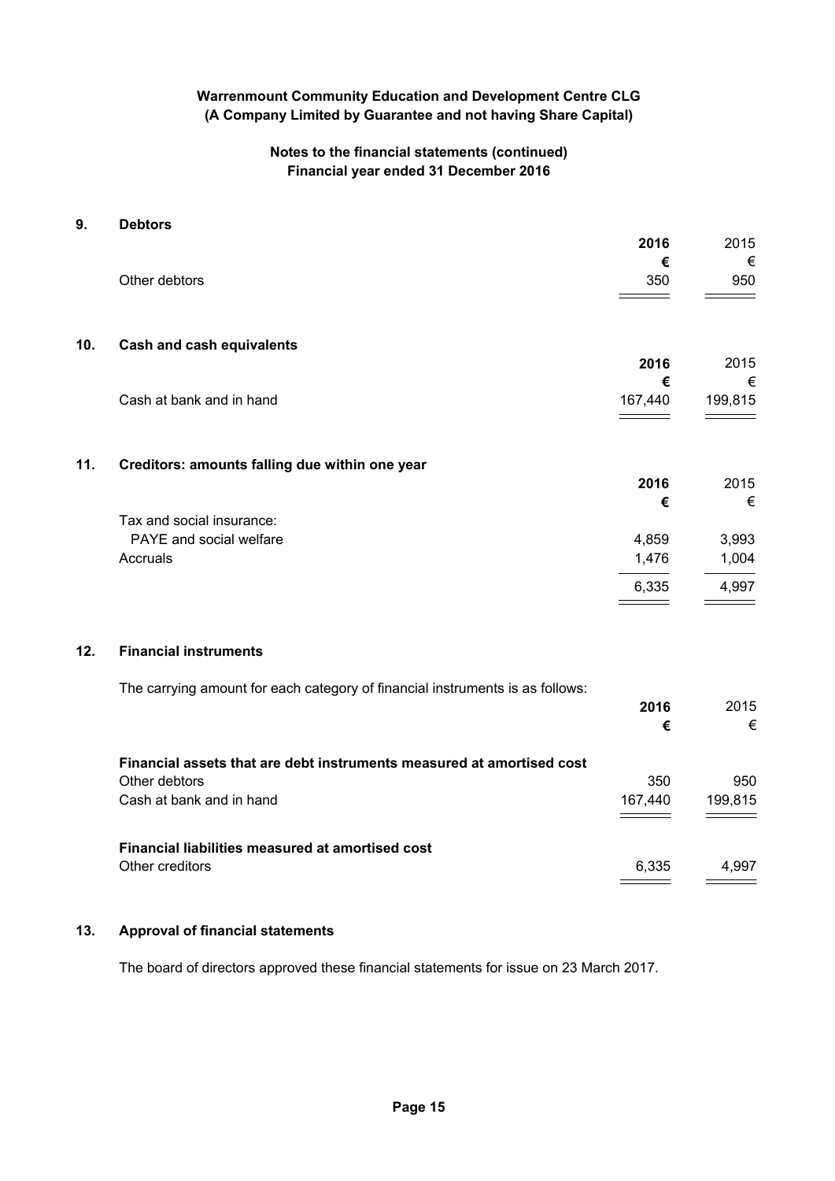**Warrenmount Community Education and Development Centre CLG**
**(A Company Limited by Guarantee and not having Share Capital)**

**Notes to the financial statements (continued)**
**Financial year ended 31 December 2016**

## 9. Debtors

| | **2016** | 2015 |
|---|---|---|
| | **€** | € |
| Other debtors | 350 | 950 |

## 10. Cash and cash equivalents

| | **2016** | 2015 |
|---|---|---|
| | **€** | € |
| Cash at bank and in hand | 167,440 | 199,815 |

## 11. Creditors: amounts falling due within one year

| | **2016** | 2015 |
|---|---|---|
| | **€** | € |
| Tax and social insurance: | | |
| PAYE and social welfare | 4,859 | 3,993 |
| Accruals | 1,476 | 1,004 |
| | 6,335 | 4,997 |

## 12. Financial instruments

The carrying amount for each category of financial instruments is as follows:

| | **2016** | 2015 |
|---|---|---|
| | **€** | € |
| **Financial assets that are debt instruments measured at amortised cost** | | |
| Other debtors | 350 | 950 |
| Cash at bank and in hand | 167,440 | 199,815 |
| **Financial liabilities measured at amortised cost** | | |
| Other creditors | 6,335 | 4,997 |

## 13. Approval of financial statements

The board of directors approved these financial statements for issue on 23 March 2017.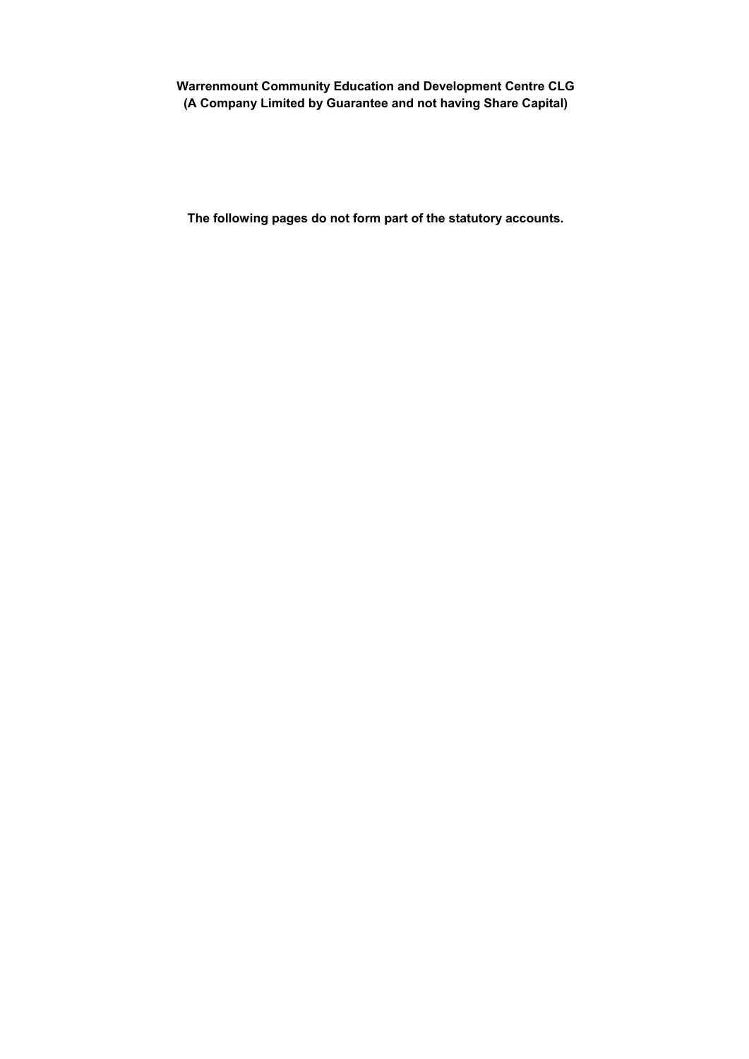**Warrenmount Community Education and Development Centre CLG**
**(A Company Limited by Guarantee and not having Share Capital)**

**The following pages do not form part of the statutory accounts.**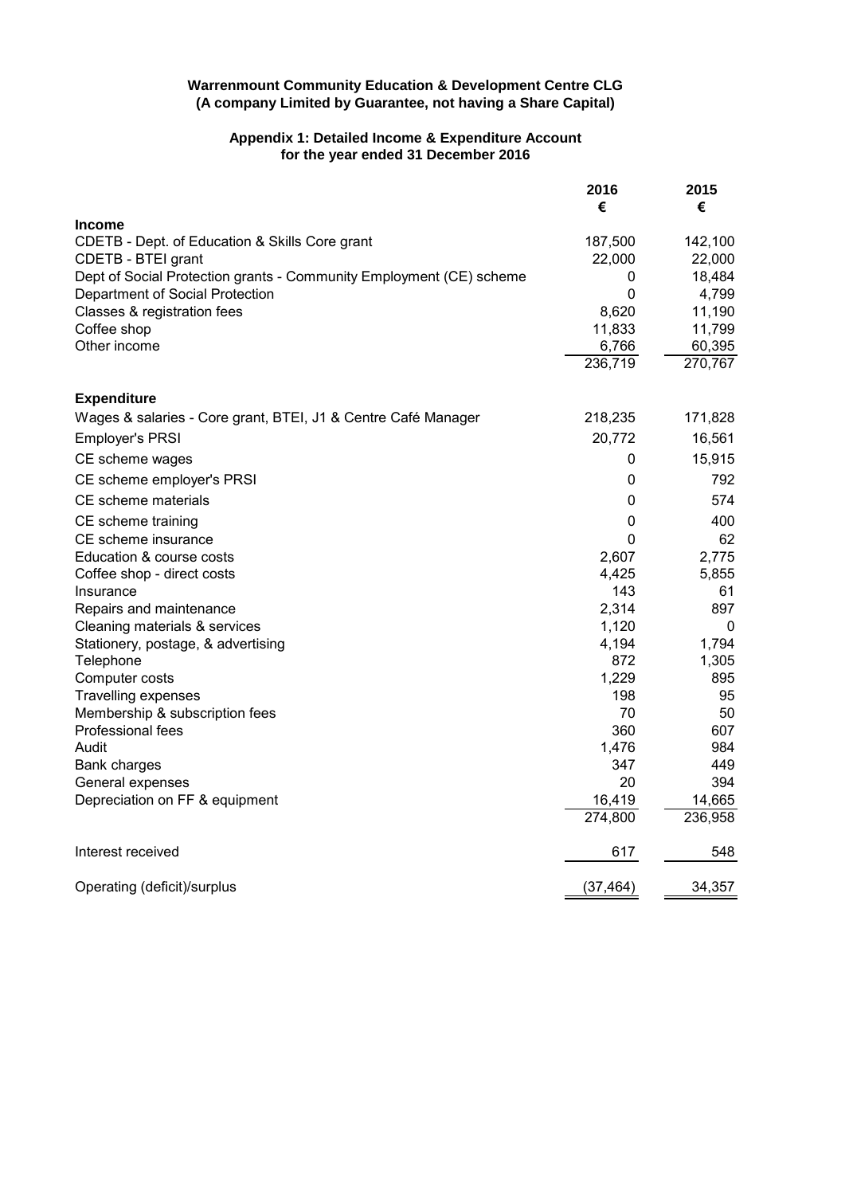**Warrenmount Community Education & Development Centre CLG**
**(A company Limited by Guarantee, not having a Share Capital)**

**Appendix 1: Detailed Income & Expenditure Account**
**for the year ended 31 December 2016**

| | 2016 € | 2015 € |
|---|---|---|
| **Income** | | |
| CDETB - Dept. of Education & Skills Core grant | 187,500 | 142,100 |
| CDETB - BTEI grant | 22,000 | 22,000 |
| Dept of Social Protection grants - Community Employment (CE) scheme | 0 | 18,484 |
| Department of Social Protection | 0 | 4,799 |
| Classes & registration fees | 8,620 | 11,190 |
| Coffee shop | 11,833 | 11,799 |
| Other income | 6,766 | 60,395 |
| | 236,719 | 270,767 |
| **Expenditure** | | |
| Wages & salaries - Core grant, BTEI, J1 & Centre Café Manager | 218,235 | 171,828 |
| Employer's PRSI | 20,772 | 16,561 |
| CE scheme wages | 0 | 15,915 |
| CE scheme employer's PRSI | 0 | 792 |
| CE scheme materials | 0 | 574 |
| CE scheme training | 0 | 400 |
| CE scheme insurance | 0 | 62 |
| Education & course costs | 2,607 | 2,775 |
| Coffee shop - direct costs | 4,425 | 5,855 |
| Insurance | 143 | 61 |
| Repairs and maintenance | 2,314 | 897 |
| Cleaning materials & services | 1,120 | 0 |
| Stationery, postage, & advertising | 4,194 | 1,794 |
| Telephone | 872 | 1,305 |
| Computer costs | 1,229 | 895 |
| Travelling expenses | 198 | 95 |
| Membership & subscription fees | 70 | 50 |
| Professional fees | 360 | 607 |
| Audit | 1,476 | 984 |
| Bank charges | 347 | 449 |
| General expenses | 20 | 394 |
| Depreciation on FF & equipment | 16,419 | 14,665 |
| | 274,800 | 236,958 |
| Interest received | 617 | 548 |
| Operating (deficit)/surplus | (37,464) | 34,357 |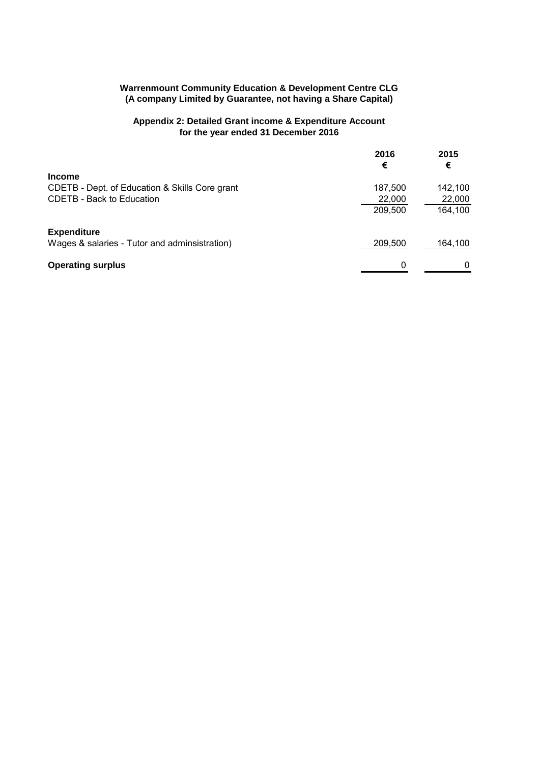**Warrenmount Community Education & Development Centre CLG**
**(A company Limited by Guarantee, not having a Share Capital)**

**Appendix 2: Detailed Grant income & Expenditure Account**
**for the year ended 31 December 2016**

| | 2016 | 2015 |
|---|---|---|
| | € | € |
| **Income** | | |
| CDETB - Dept. of Education & Skills Core grant | 187,500 | 142,100 |
| CDETB - Back to Education | 22,000 | 22,000 |
| | 209,500 | 164,100 |
| **Expenditure** | | |
| Wages & salaries - Tutor and adminsistration) | 209,500 | 164,100 |
| **Operating surplus** | 0 | 0 |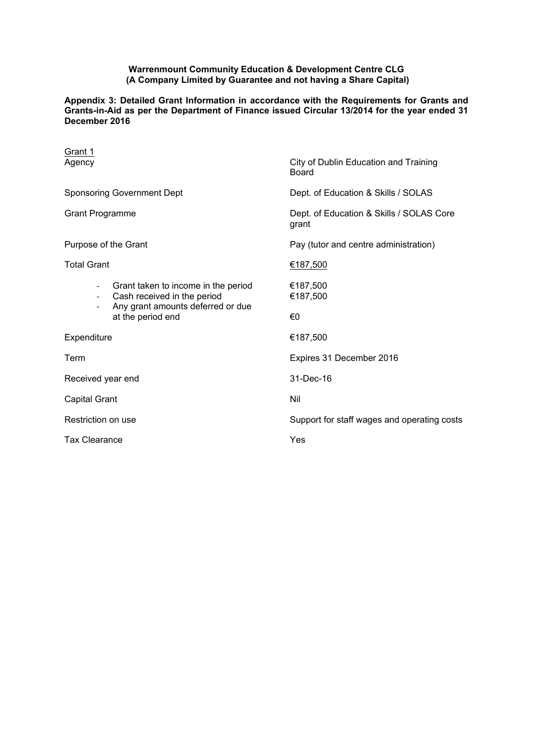**Warrenmount Community Education & Development Centre CLG**
**(A Company Limited by Guarantee and not having a Share Capital)**

**Appendix 3: Detailed Grant Information in accordance with the Requirements for Grants and Grants-in-Aid as per the Department of Finance issued Circular 13/2014 for the year ended 31 December 2016**

Grant 1

| | |
|---|---|
| Agency | City of Dublin Education and Training Board |
| Sponsoring Government Dept | Dept. of Education & Skills / SOLAS |
| Grant Programme | Dept. of Education & Skills / SOLAS Core grant |
| Purpose of the Grant | Pay (tutor and centre administration) |
| Total Grant | €187,500 |
| - Grant taken to income in the period | €187,500 |
| - Cash received in the period | €187,500 |
| - Any grant amounts deferred or due at the period end | €0 |
| Expenditure | €187,500 |
| Term | Expires 31 December 2016 |
| Received year end | 31-Dec-16 |
| Capital Grant | Nil |
| Restriction on use | Support for staff wages and operating costs |
| Tax Clearance | Yes |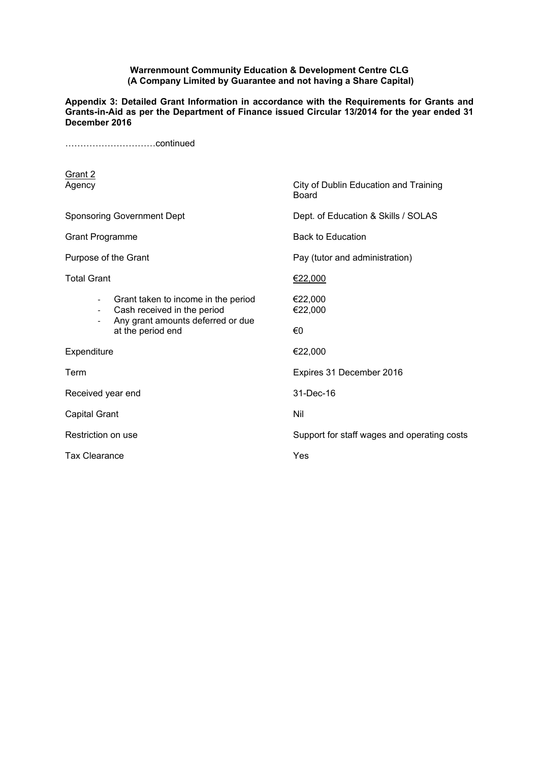**Warrenmount Community Education & Development Centre CLG**
**(A Company Limited by Guarantee and not having a Share Capital)**

**Appendix 3: Detailed Grant Information in accordance with the Requirements for Grants and Grants-in-Aid as per the Department of Finance issued Circular 13/2014 for the year ended 31 December 2016**

…………………………continued

<u>Grant 2</u>

| | |
|---|---|
| Agency | City of Dublin Education and Training Board |
| Sponsoring Government Dept | Dept. of Education & Skills / SOLAS |
| Grant Programme | Back to Education |
| Purpose of the Grant | Pay (tutor and administration) |
| Total Grant | <u>€22,000</u> |
| - Grant taken to income in the period | €22,000 |
| - Cash received in the period | €22,000 |
| - Any grant amounts deferred or due at the period end | €0 |
| Expenditure | €22,000 |
| Term | Expires 31 December 2016 |
| Received year end | 31-Dec-16 |
| Capital Grant | Nil |
| Restriction on use | Support for staff wages and operating costs |
| Tax Clearance | Yes |